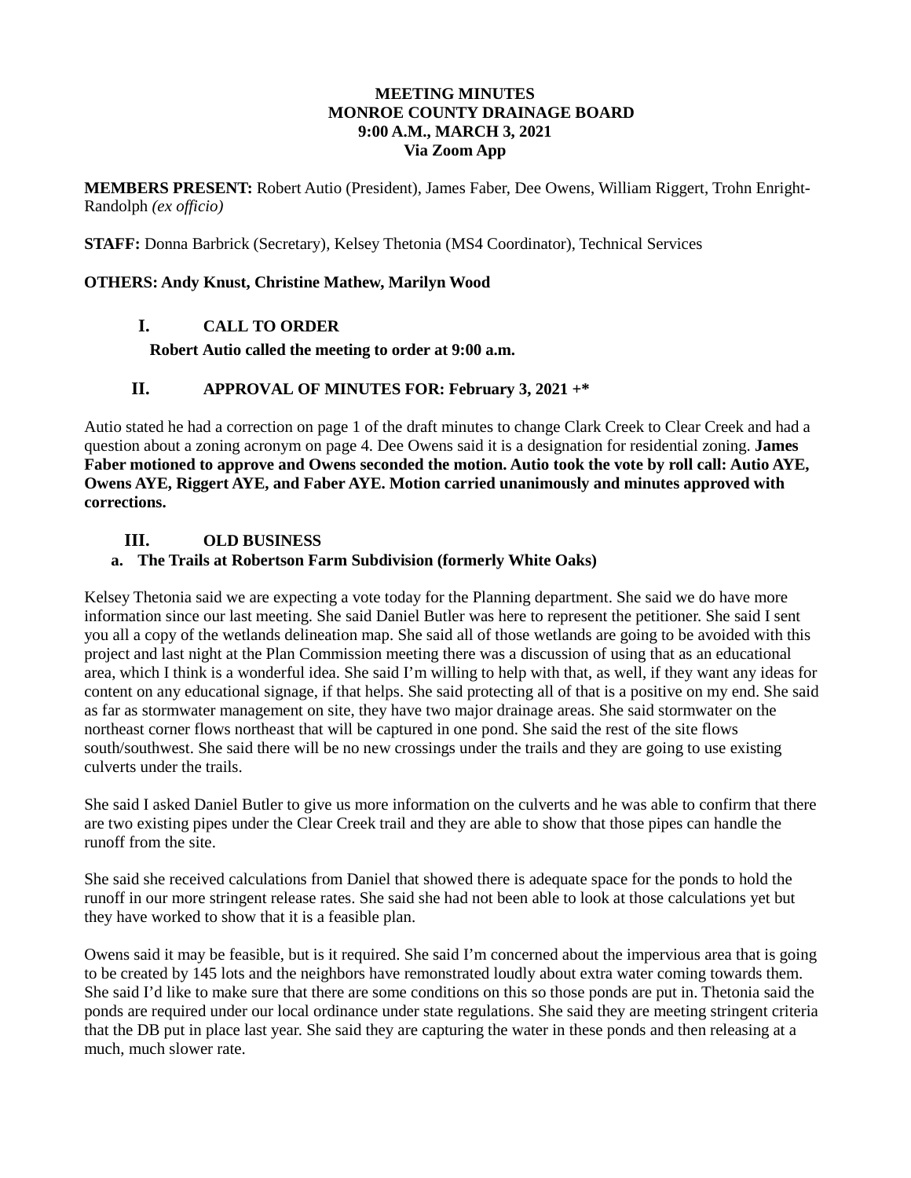**MEETING MINUTES**
**MONROE COUNTY DRAINAGE BOARD**
**9:00 A.M., MARCH 3, 2021**
**Via Zoom App**

**MEMBERS PRESENT:** Robert Autio (President), James Faber, Dee Owens, William Riggert, Trohn Enright-Randolph *(ex officio)*

**STAFF:** Donna Barbrick (Secretary), Kelsey Thetonia (MS4 Coordinator), Technical Services

**OTHERS: Andy Knust, Christine Mathew, Marilyn Wood**

## I. CALL TO ORDER

**Robert Autio called the meeting to order at 9:00 a.m.**

## II. APPROVAL OF MINUTES FOR: February 3, 2021 +*

Autio stated he had a correction on page 1 of the draft minutes to change Clark Creek to Clear Creek and had a question about a zoning acronym on page 4. Dee Owens said it is a designation for residential zoning. **James Faber motioned to approve and Owens seconded the motion. Autio took the vote by roll call: Autio AYE, Owens AYE, Riggert AYE, and Faber AYE. Motion carried unanimously and minutes approved with corrections.**

## III. OLD BUSINESS

### a. The Trails at Robertson Farm Subdivision (formerly White Oaks)

Kelsey Thetonia said we are expecting a vote today for the Planning department. She said we do have more information since our last meeting. She said Daniel Butler was here to represent the petitioner. She said I sent you all a copy of the wetlands delineation map. She said all of those wetlands are going to be avoided with this project and last night at the Plan Commission meeting there was a discussion of using that as an educational area, which I think is a wonderful idea. She said I'm willing to help with that, as well, if they want any ideas for content on any educational signage, if that helps. She said protecting all of that is a positive on my end. She said as far as stormwater management on site, they have two major drainage areas. She said stormwater on the northeast corner flows northeast that will be captured in one pond. She said the rest of the site flows south/southwest. She said there will be no new crossings under the trails and they are going to use existing culverts under the trails.

She said I asked Daniel Butler to give us more information on the culverts and he was able to confirm that there are two existing pipes under the Clear Creek trail and they are able to show that those pipes can handle the runoff from the site.

She said she received calculations from Daniel that showed there is adequate space for the ponds to hold the runoff in our more stringent release rates. She said she had not been able to look at those calculations yet but they have worked to show that it is a feasible plan.

Owens said it may be feasible, but is it required. She said I'm concerned about the impervious area that is going to be created by 145 lots and the neighbors have remonstrated loudly about extra water coming towards them. She said I'd like to make sure that there are some conditions on this so those ponds are put in. Thetonia said the ponds are required under our local ordinance under state regulations. She said they are meeting stringent criteria that the DB put in place last year. She said they are capturing the water in these ponds and then releasing at a much, much slower rate.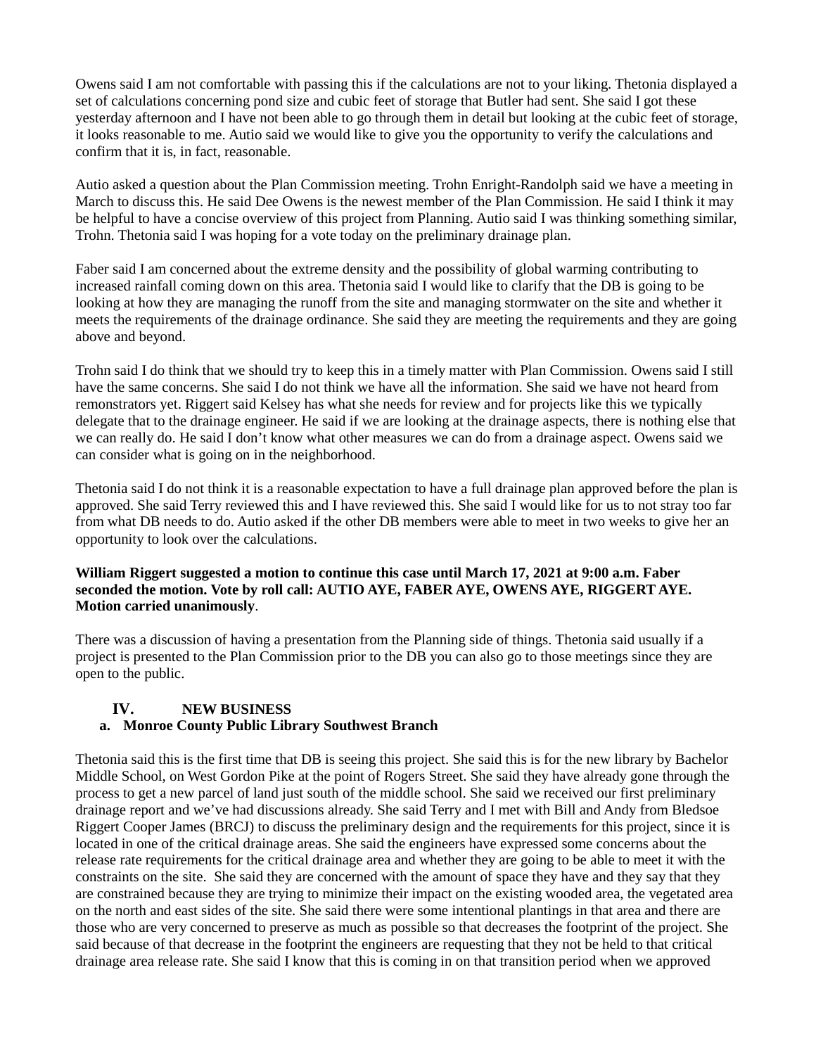Owens said I am not comfortable with passing this if the calculations are not to your liking. Thetonia displayed a set of calculations concerning pond size and cubic feet of storage that Butler had sent. She said I got these yesterday afternoon and I have not been able to go through them in detail but looking at the cubic feet of storage, it looks reasonable to me. Autio said we would like to give you the opportunity to verify the calculations and confirm that it is, in fact, reasonable.

Autio asked a question about the Plan Commission meeting. Trohn Enright-Randolph said we have a meeting in March to discuss this. He said Dee Owens is the newest member of the Plan Commission. He said I think it may be helpful to have a concise overview of this project from Planning. Autio said I was thinking something similar, Trohn. Thetonia said I was hoping for a vote today on the preliminary drainage plan.

Faber said I am concerned about the extreme density and the possibility of global warming contributing to increased rainfall coming down on this area. Thetonia said I would like to clarify that the DB is going to be looking at how they are managing the runoff from the site and managing stormwater on the site and whether it meets the requirements of the drainage ordinance. She said they are meeting the requirements and they are going above and beyond.

Trohn said I do think that we should try to keep this in a timely matter with Plan Commission. Owens said I still have the same concerns. She said I do not think we have all the information. She said we have not heard from remonstrators yet. Riggert said Kelsey has what she needs for review and for projects like this we typically delegate that to the drainage engineer. He said if we are looking at the drainage aspects, there is nothing else that we can really do. He said I don't know what other measures we can do from a drainage aspect. Owens said we can consider what is going on in the neighborhood.

Thetonia said I do not think it is a reasonable expectation to have a full drainage plan approved before the plan is approved. She said Terry reviewed this and I have reviewed this. She said I would like for us to not stray too far from what DB needs to do. Autio asked if the other DB members were able to meet in two weeks to give her an opportunity to look over the calculations.

**William Riggert suggested a motion to continue this case until March 17, 2021 at 9:00 a.m. Faber seconded the motion. Vote by roll call: AUTIO AYE, FABER AYE, OWENS AYE, RIGGERT AYE. Motion carried unanimously**.

There was a discussion of having a presentation from the Planning side of things. Thetonia said usually if a project is presented to the Plan Commission prior to the DB you can also go to those meetings since they are open to the public.

## IV. NEW BUSINESS

### a. Monroe County Public Library Southwest Branch

Thetonia said this is the first time that DB is seeing this project. She said this is for the new library by Bachelor Middle School, on West Gordon Pike at the point of Rogers Street. She said they have already gone through the process to get a new parcel of land just south of the middle school. She said we received our first preliminary drainage report and we've had discussions already. She said Terry and I met with Bill and Andy from Bledsoe Riggert Cooper James (BRCJ) to discuss the preliminary design and the requirements for this project, since it is located in one of the critical drainage areas. She said the engineers have expressed some concerns about the release rate requirements for the critical drainage area and whether they are going to be able to meet it with the constraints on the site. She said they are concerned with the amount of space they have and they say that they are constrained because they are trying to minimize their impact on the existing wooded area, the vegetated area on the north and east sides of the site. She said there were some intentional plantings in that area and there are those who are very concerned to preserve as much as possible so that decreases the footprint of the project. She said because of that decrease in the footprint the engineers are requesting that they not be held to that critical drainage area release rate. She said I know that this is coming in on that transition period when we approved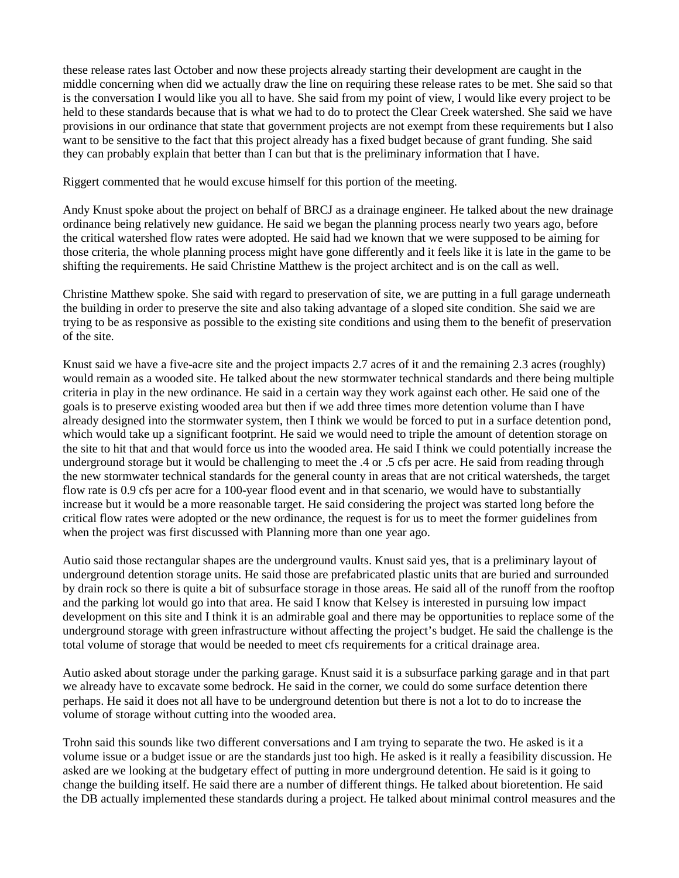these release rates last October and now these projects already starting their development are caught in the middle concerning when did we actually draw the line on requiring these release rates to be met. She said so that is the conversation I would like you all to have. She said from my point of view, I would like every project to be held to these standards because that is what we had to do to protect the Clear Creek watershed. She said we have provisions in our ordinance that state that government projects are not exempt from these requirements but I also want to be sensitive to the fact that this project already has a fixed budget because of grant funding. She said they can probably explain that better than I can but that is the preliminary information that I have.

Riggert commented that he would excuse himself for this portion of the meeting.

Andy Knust spoke about the project on behalf of BRCJ as a drainage engineer. He talked about the new drainage ordinance being relatively new guidance. He said we began the planning process nearly two years ago, before the critical watershed flow rates were adopted. He said had we known that we were supposed to be aiming for those criteria, the whole planning process might have gone differently and it feels like it is late in the game to be shifting the requirements. He said Christine Matthew is the project architect and is on the call as well.

Christine Matthew spoke. She said with regard to preservation of site, we are putting in a full garage underneath the building in order to preserve the site and also taking advantage of a sloped site condition. She said we are trying to be as responsive as possible to the existing site conditions and using them to the benefit of preservation of the site.

Knust said we have a five-acre site and the project impacts 2.7 acres of it and the remaining 2.3 acres (roughly) would remain as a wooded site. He talked about the new stormwater technical standards and there being multiple criteria in play in the new ordinance. He said in a certain way they work against each other. He said one of the goals is to preserve existing wooded area but then if we add three times more detention volume than I have already designed into the stormwater system, then I think we would be forced to put in a surface detention pond, which would take up a significant footprint. He said we would need to triple the amount of detention storage on the site to hit that and that would force us into the wooded area. He said I think we could potentially increase the underground storage but it would be challenging to meet the .4 or .5 cfs per acre. He said from reading through the new stormwater technical standards for the general county in areas that are not critical watersheds, the target flow rate is 0.9 cfs per acre for a 100-year flood event and in that scenario, we would have to substantially increase but it would be a more reasonable target. He said considering the project was started long before the critical flow rates were adopted or the new ordinance, the request is for us to meet the former guidelines from when the project was first discussed with Planning more than one year ago.

Autio said those rectangular shapes are the underground vaults. Knust said yes, that is a preliminary layout of underground detention storage units. He said those are prefabricated plastic units that are buried and surrounded by drain rock so there is quite a bit of subsurface storage in those areas. He said all of the runoff from the rooftop and the parking lot would go into that area. He said I know that Kelsey is interested in pursuing low impact development on this site and I think it is an admirable goal and there may be opportunities to replace some of the underground storage with green infrastructure without affecting the project's budget. He said the challenge is the total volume of storage that would be needed to meet cfs requirements for a critical drainage area.

Autio asked about storage under the parking garage. Knust said it is a subsurface parking garage and in that part we already have to excavate some bedrock. He said in the corner, we could do some surface detention there perhaps. He said it does not all have to be underground detention but there is not a lot to do to increase the volume of storage without cutting into the wooded area.

Trohn said this sounds like two different conversations and I am trying to separate the two. He asked is it a volume issue or a budget issue or are the standards just too high. He asked is it really a feasibility discussion. He asked are we looking at the budgetary effect of putting in more underground detention. He said is it going to change the building itself. He said there are a number of different things. He talked about bioretention. He said the DB actually implemented these standards during a project. He talked about minimal control measures and the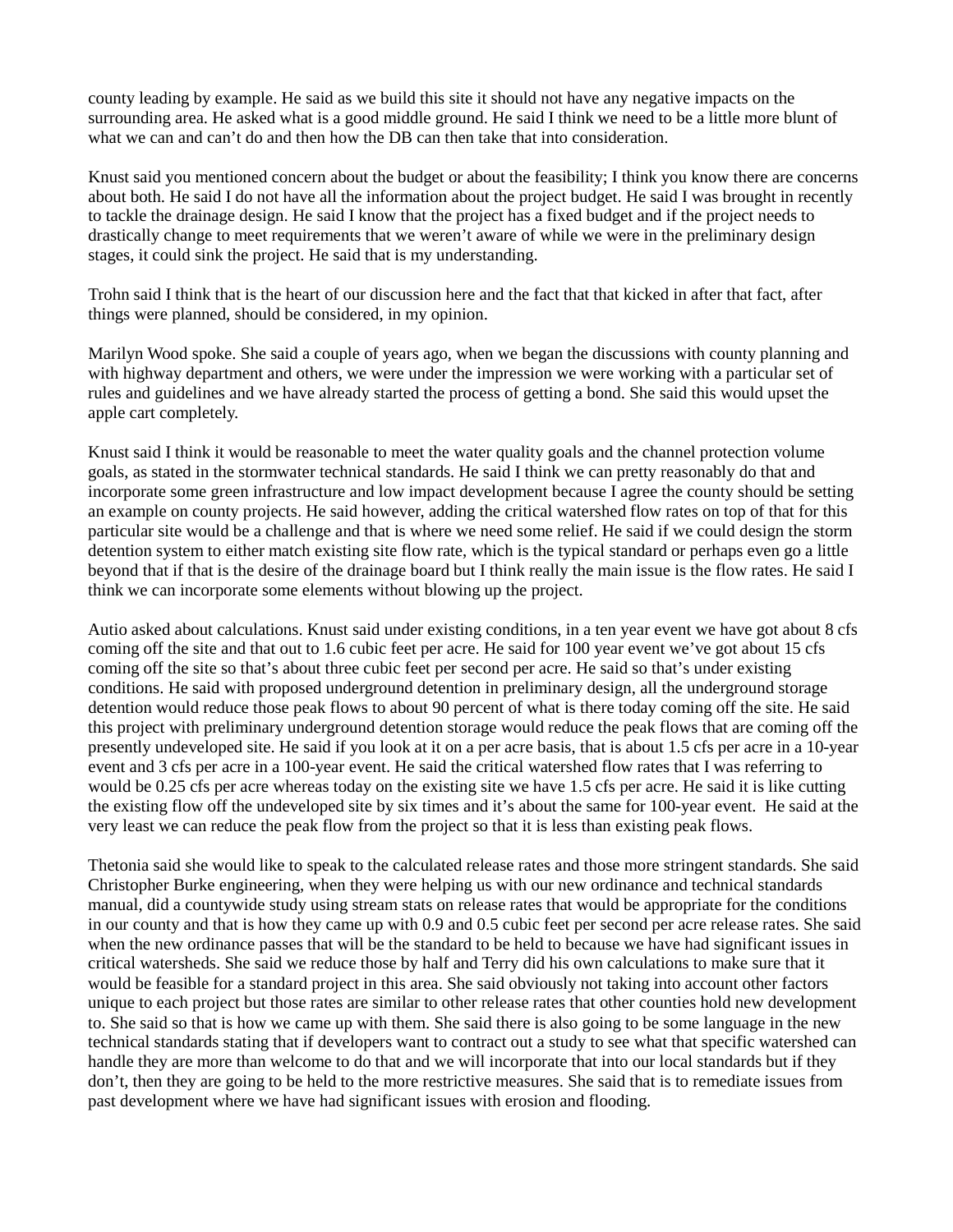county leading by example. He said as we build this site it should not have any negative impacts on the surrounding area. He asked what is a good middle ground. He said I think we need to be a little more blunt of what we can and can't do and then how the DB can then take that into consideration.

Knust said you mentioned concern about the budget or about the feasibility; I think you know there are concerns about both. He said I do not have all the information about the project budget. He said I was brought in recently to tackle the drainage design. He said I know that the project has a fixed budget and if the project needs to drastically change to meet requirements that we weren't aware of while we were in the preliminary design stages, it could sink the project. He said that is my understanding.

Trohn said I think that is the heart of our discussion here and the fact that that kicked in after that fact, after things were planned, should be considered, in my opinion.

Marilyn Wood spoke. She said a couple of years ago, when we began the discussions with county planning and with highway department and others, we were under the impression we were working with a particular set of rules and guidelines and we have already started the process of getting a bond. She said this would upset the apple cart completely.

Knust said I think it would be reasonable to meet the water quality goals and the channel protection volume goals, as stated in the stormwater technical standards. He said I think we can pretty reasonably do that and incorporate some green infrastructure and low impact development because I agree the county should be setting an example on county projects. He said however, adding the critical watershed flow rates on top of that for this particular site would be a challenge and that is where we need some relief. He said if we could design the storm detention system to either match existing site flow rate, which is the typical standard or perhaps even go a little beyond that if that is the desire of the drainage board but I think really the main issue is the flow rates. He said I think we can incorporate some elements without blowing up the project.

Autio asked about calculations. Knust said under existing conditions, in a ten year event we have got about 8 cfs coming off the site and that out to 1.6 cubic feet per acre. He said for 100 year event we've got about 15 cfs coming off the site so that's about three cubic feet per second per acre. He said so that's under existing conditions. He said with proposed underground detention in preliminary design, all the underground storage detention would reduce those peak flows to about 90 percent of what is there today coming off the site. He said this project with preliminary underground detention storage would reduce the peak flows that are coming off the presently undeveloped site. He said if you look at it on a per acre basis, that is about 1.5 cfs per acre in a 10-year event and 3 cfs per acre in a 100-year event. He said the critical watershed flow rates that I was referring to would be 0.25 cfs per acre whereas today on the existing site we have 1.5 cfs per acre. He said it is like cutting the existing flow off the undeveloped site by six times and it's about the same for 100-year event. He said at the very least we can reduce the peak flow from the project so that it is less than existing peak flows.

Thetonia said she would like to speak to the calculated release rates and those more stringent standards. She said Christopher Burke engineering, when they were helping us with our new ordinance and technical standards manual, did a countywide study using stream stats on release rates that would be appropriate for the conditions in our county and that is how they came up with 0.9 and 0.5 cubic feet per second per acre release rates. She said when the new ordinance passes that will be the standard to be held to because we have had significant issues in critical watersheds. She said we reduce those by half and Terry did his own calculations to make sure that it would be feasible for a standard project in this area. She said obviously not taking into account other factors unique to each project but those rates are similar to other release rates that other counties hold new development to. She said so that is how we came up with them. She said there is also going to be some language in the new technical standards stating that if developers want to contract out a study to see what that specific watershed can handle they are more than welcome to do that and we will incorporate that into our local standards but if they don't, then they are going to be held to the more restrictive measures. She said that is to remediate issues from past development where we have had significant issues with erosion and flooding.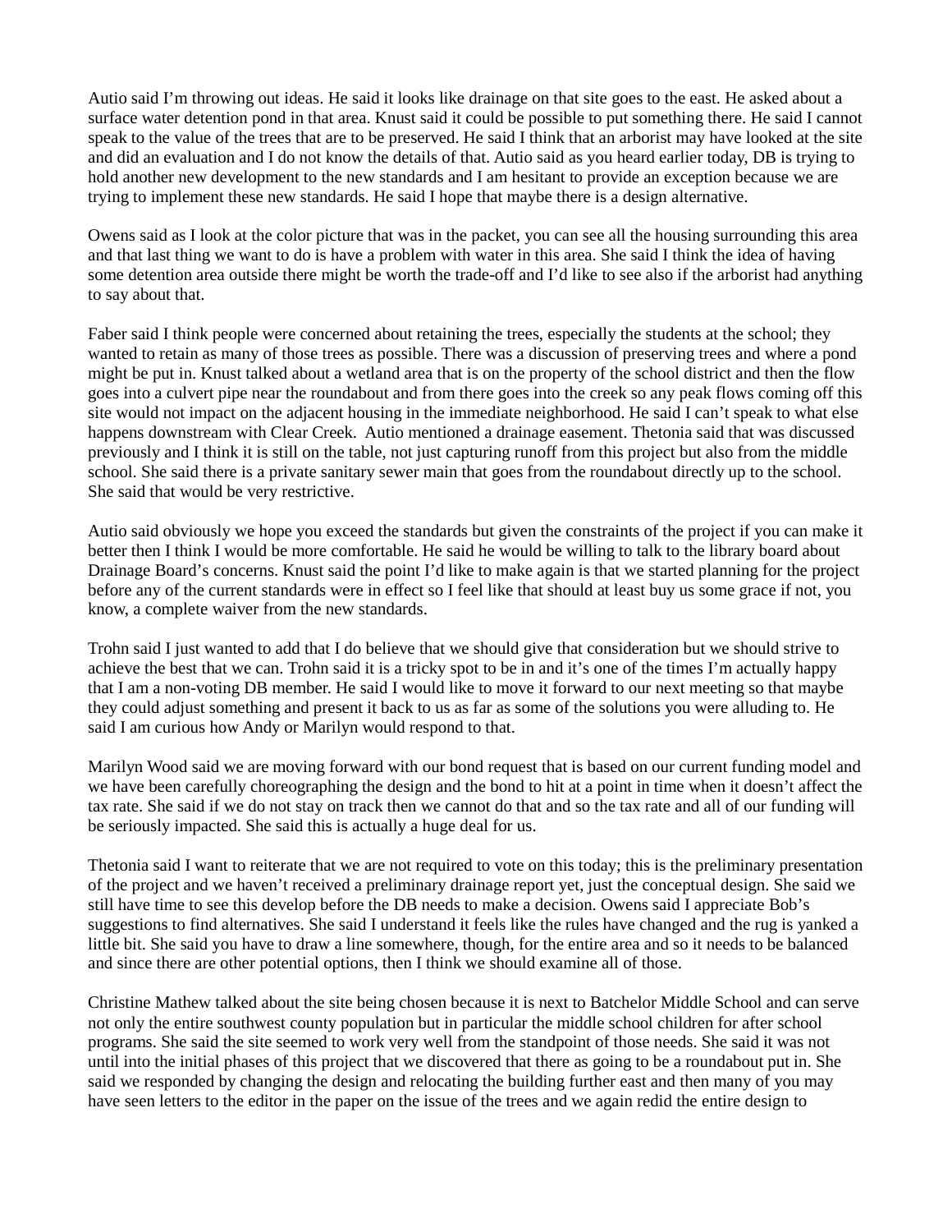Autio said I'm throwing out ideas. He said it looks like drainage on that site goes to the east. He asked about a surface water detention pond in that area. Knust said it could be possible to put something there. He said I cannot speak to the value of the trees that are to be preserved. He said I think that an arborist may have looked at the site and did an evaluation and I do not know the details of that. Autio said as you heard earlier today, DB is trying to hold another new development to the new standards and I am hesitant to provide an exception because we are trying to implement these new standards. He said I hope that maybe there is a design alternative.

Owens said as I look at the color picture that was in the packet, you can see all the housing surrounding this area and that last thing we want to do is have a problem with water in this area. She said I think the idea of having some detention area outside there might be worth the trade-off and I'd like to see also if the arborist had anything to say about that.

Faber said I think people were concerned about retaining the trees, especially the students at the school; they wanted to retain as many of those trees as possible. There was a discussion of preserving trees and where a pond might be put in. Knust talked about a wetland area that is on the property of the school district and then the flow goes into a culvert pipe near the roundabout and from there goes into the creek so any peak flows coming off this site would not impact on the adjacent housing in the immediate neighborhood. He said I can't speak to what else happens downstream with Clear Creek. Autio mentioned a drainage easement. Thetonia said that was discussed previously and I think it is still on the table, not just capturing runoff from this project but also from the middle school. She said there is a private sanitary sewer main that goes from the roundabout directly up to the school. She said that would be very restrictive.

Autio said obviously we hope you exceed the standards but given the constraints of the project if you can make it better then I think I would be more comfortable. He said he would be willing to talk to the library board about Drainage Board's concerns. Knust said the point I'd like to make again is that we started planning for the project before any of the current standards were in effect so I feel like that should at least buy us some grace if not, you know, a complete waiver from the new standards.

Trohn said I just wanted to add that I do believe that we should give that consideration but we should strive to achieve the best that we can. Trohn said it is a tricky spot to be in and it's one of the times I'm actually happy that I am a non-voting DB member. He said I would like to move it forward to our next meeting so that maybe they could adjust something and present it back to us as far as some of the solutions you were alluding to. He said I am curious how Andy or Marilyn would respond to that.

Marilyn Wood said we are moving forward with our bond request that is based on our current funding model and we have been carefully choreographing the design and the bond to hit at a point in time when it doesn't affect the tax rate. She said if we do not stay on track then we cannot do that and so the tax rate and all of our funding will be seriously impacted. She said this is actually a huge deal for us.

Thetonia said I want to reiterate that we are not required to vote on this today; this is the preliminary presentation of the project and we haven't received a preliminary drainage report yet, just the conceptual design. She said we still have time to see this develop before the DB needs to make a decision. Owens said I appreciate Bob's suggestions to find alternatives. She said I understand it feels like the rules have changed and the rug is yanked a little bit. She said you have to draw a line somewhere, though, for the entire area and so it needs to be balanced and since there are other potential options, then I think we should examine all of those.

Christine Mathew talked about the site being chosen because it is next to Batchelor Middle School and can serve not only the entire southwest county population but in particular the middle school children for after school programs. She said the site seemed to work very well from the standpoint of those needs. She said it was not until into the initial phases of this project that we discovered that there as going to be a roundabout put in. She said we responded by changing the design and relocating the building further east and then many of you may have seen letters to the editor in the paper on the issue of the trees and we again redid the entire design to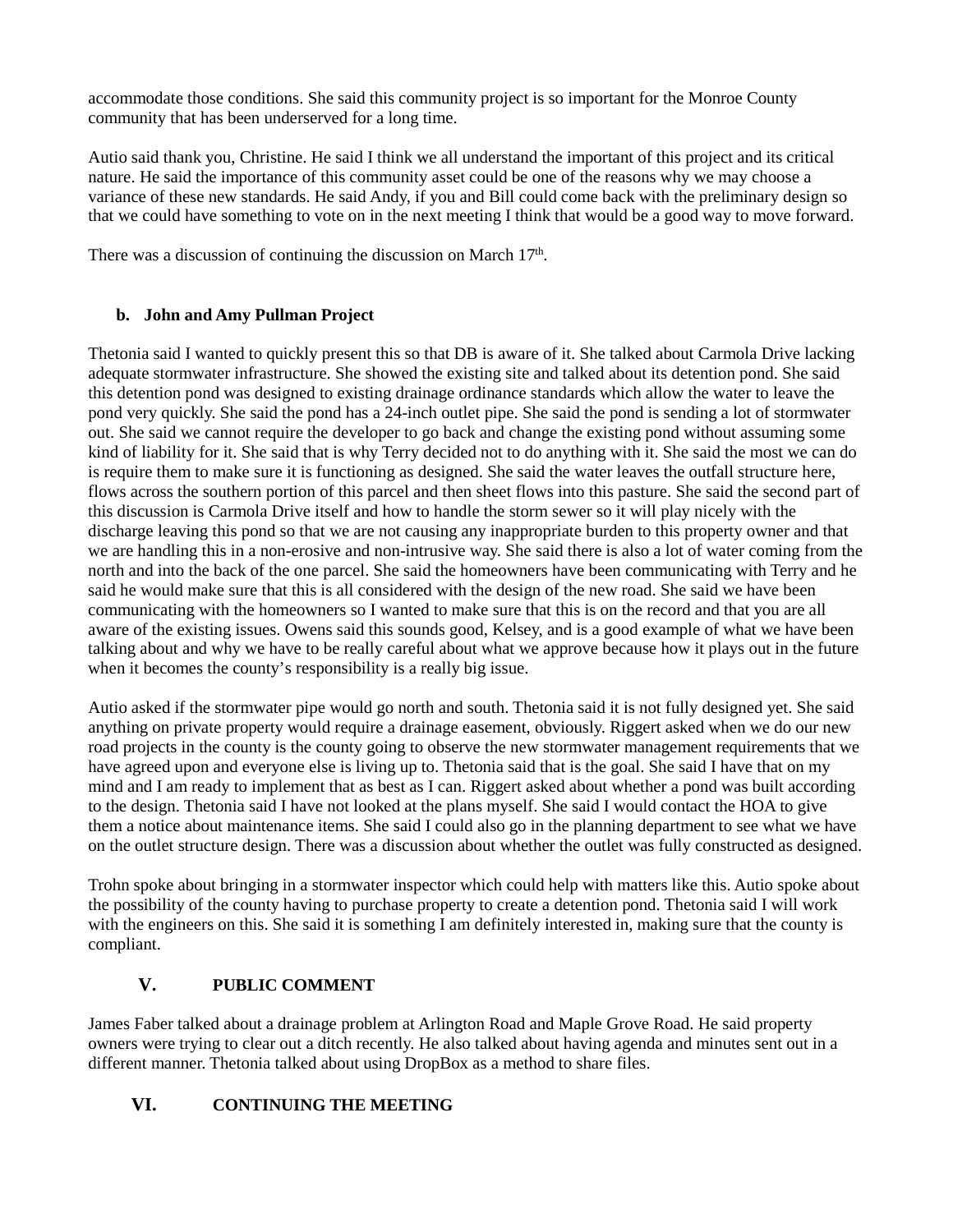accommodate those conditions. She said this community project is so important for the Monroe County community that has been underserved for a long time.

Autio said thank you, Christine. He said I think we all understand the important of this project and its critical nature. He said the importance of this community asset could be one of the reasons why we may choose a variance of these new standards. He said Andy, if you and Bill could come back with the preliminary design so that we could have something to vote on in the next meeting I think that would be a good way to move forward.

There was a discussion of continuing the discussion on March 17th.

**b. John and Amy Pullman Project**

Thetonia said I wanted to quickly present this so that DB is aware of it. She talked about Carmola Drive lacking adequate stormwater infrastructure. She showed the existing site and talked about its detention pond. She said this detention pond was designed to existing drainage ordinance standards which allow the water to leave the pond very quickly. She said the pond has a 24-inch outlet pipe. She said the pond is sending a lot of stormwater out. She said we cannot require the developer to go back and change the existing pond without assuming some kind of liability for it. She said that is why Terry decided not to do anything with it. She said the most we can do is require them to make sure it is functioning as designed. She said the water leaves the outfall structure here, flows across the southern portion of this parcel and then sheet flows into this pasture. She said the second part of this discussion is Carmola Drive itself and how to handle the storm sewer so it will play nicely with the discharge leaving this pond so that we are not causing any inappropriate burden to this property owner and that we are handling this in a non-erosive and non-intrusive way. She said there is also a lot of water coming from the north and into the back of the one parcel. She said the homeowners have been communicating with Terry and he said he would make sure that this is all considered with the design of the new road. She said we have been communicating with the homeowners so I wanted to make sure that this is on the record and that you are all aware of the existing issues. Owens said this sounds good, Kelsey, and is a good example of what we have been talking about and why we have to be really careful about what we approve because how it plays out in the future when it becomes the county's responsibility is a really big issue.

Autio asked if the stormwater pipe would go north and south. Thetonia said it is not fully designed yet. She said anything on private property would require a drainage easement, obviously. Riggert asked when we do our new road projects in the county is the county going to observe the new stormwater management requirements that we have agreed upon and everyone else is living up to. Thetonia said that is the goal. She said I have that on my mind and I am ready to implement that as best as I can. Riggert asked about whether a pond was built according to the design. Thetonia said I have not looked at the plans myself. She said I would contact the HOA to give them a notice about maintenance items. She said I could also go in the planning department to see what we have on the outlet structure design. There was a discussion about whether the outlet was fully constructed as designed.

Trohn spoke about bringing in a stormwater inspector which could help with matters like this. Autio spoke about the possibility of the county having to purchase property to create a detention pond. Thetonia said I will work with the engineers on this. She said it is something I am definitely interested in, making sure that the county is compliant.

## V. PUBLIC COMMENT

James Faber talked about a drainage problem at Arlington Road and Maple Grove Road. He said property owners were trying to clear out a ditch recently. He also talked about having agenda and minutes sent out in a different manner. Thetonia talked about using DropBox as a method to share files.

## VI. CONTINUING THE MEETING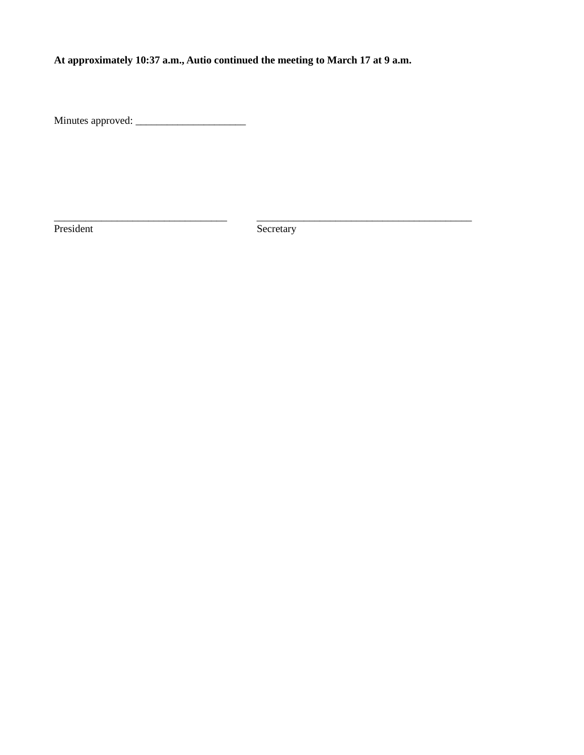**At approximately 10:37 a.m., Autio continued the meeting to March 17 at 9 a.m.**

Minutes approved: ____________________

_________________________________ President

_________________________________________ Secretary